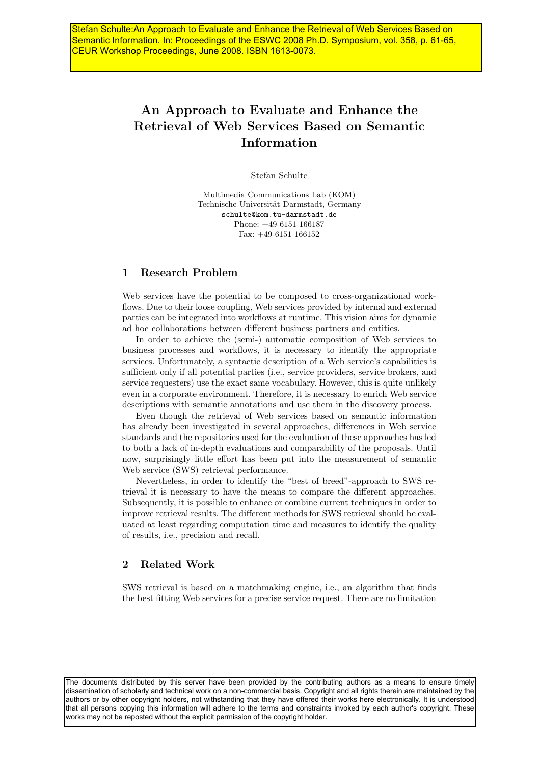Stefan Schulte:An Approach to Evaluate and Enhance the Retrieval of Web Services Based on Semantic Information. In: Proceedings of the ESWC 2008 Ph.D. Symposium, vol. 358, p. 61-65, CEUR Workshop Proceedings, June 2008. ISBN 1613-0073.

# An Approach to Evaluate and Enhance the Retrieval of Web Services Based on Semantic Information

Stefan Schulte

Multimedia Communications Lab (KOM)
Technische Universität Darmstadt, Germany
schulte@kom.tu-darmstadt.de
Phone: +49-6151-166187
Fax: +49-6151-166152

## 1 Research Problem

Web services have the potential to be composed to cross-organizational workflows. Due to their loose coupling, Web services provided by internal and external parties can be integrated into workflows at runtime. This vision aims for dynamic ad hoc collaborations between different business partners and entities.

In order to achieve the (semi-) automatic composition of Web services to business processes and workflows, it is necessary to identify the appropriate services. Unfortunately, a syntactic description of a Web service's capabilities is sufficient only if all potential parties (i.e., service providers, service brokers, and service requesters) use the exact same vocabulary. However, this is quite unlikely even in a corporate environment. Therefore, it is necessary to enrich Web service descriptions with semantic annotations and use them in the discovery process.

Even though the retrieval of Web services based on semantic information has already been investigated in several approaches, differences in Web service standards and the repositories used for the evaluation of these approaches has led to both a lack of in-depth evaluations and comparability of the proposals. Until now, surprisingly little effort has been put into the measurement of semantic Web service (SWS) retrieval performance.

Nevertheless, in order to identify the "best of breed"-approach to SWS retrieval it is necessary to have the means to compare the different approaches. Subsequently, it is possible to enhance or combine current techniques in order to improve retrieval results. The different methods for SWS retrieval should be evaluated at least regarding computation time and measures to identify the quality of results, i.e., precision and recall.

## 2 Related Work

SWS retrieval is based on a matchmaking engine, i.e., an algorithm that finds the best fitting Web services for a precise service request. There are no limitation

The documents distributed by this server have been provided by the contributing authors as a means to ensure timely dissemination of scholarly and technical work on a non-commercial basis. Copyright and all rights therein are maintained by the authors or by other copyright holders, not withstanding that they have offered their works here electronically. It is understood that all persons copying this information will adhere to the terms and constraints invoked by each author's copyright. These works may not be reposted without the explicit permission of the copyright holder.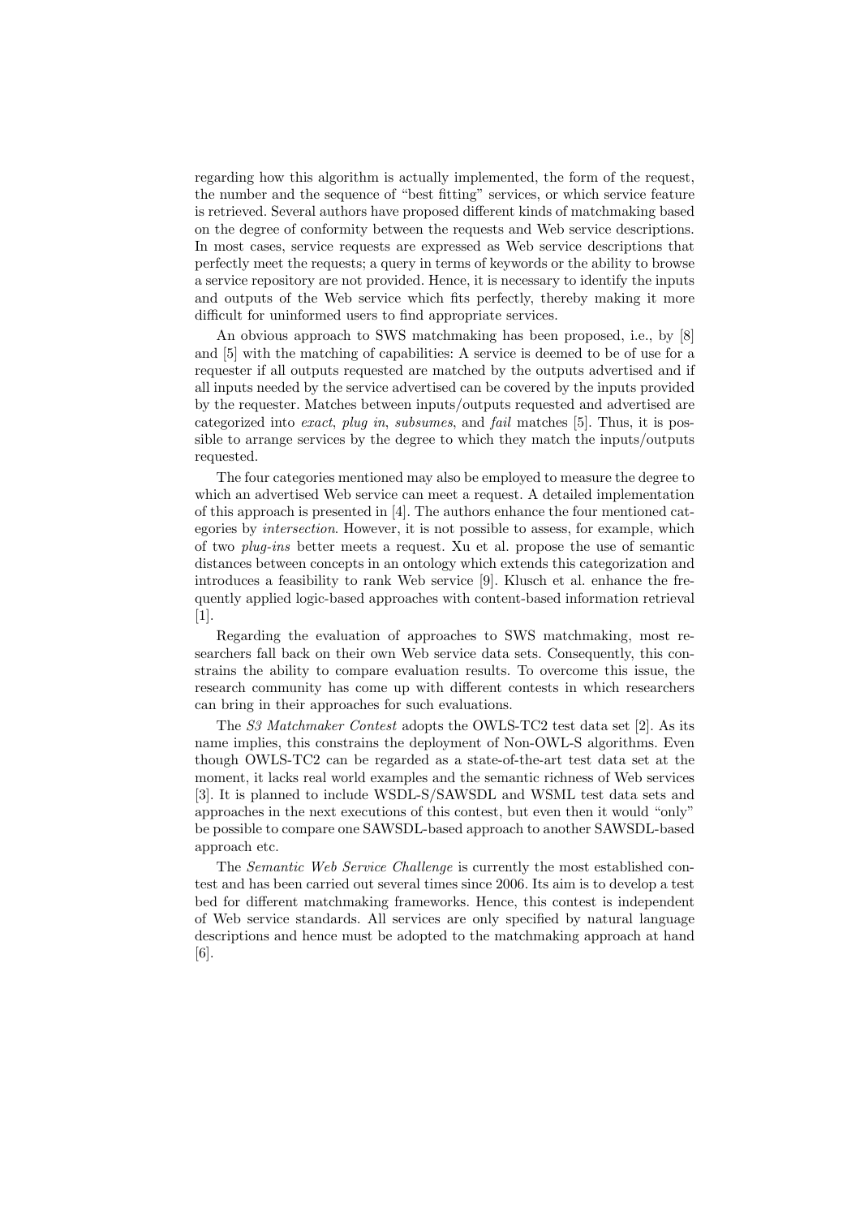regarding how this algorithm is actually implemented, the form of the request, the number and the sequence of "best fitting" services, or which service feature is retrieved. Several authors have proposed different kinds of matchmaking based on the degree of conformity between the requests and Web service descriptions. In most cases, service requests are expressed as Web service descriptions that perfectly meet the requests; a query in terms of keywords or the ability to browse a service repository are not provided. Hence, it is necessary to identify the inputs and outputs of the Web service which fits perfectly, thereby making it more difficult for uninformed users to find appropriate services.

An obvious approach to SWS matchmaking has been proposed, i.e., by [8] and [5] with the matching of capabilities: A service is deemed to be of use for a requester if all outputs requested are matched by the outputs advertised and if all inputs needed by the service advertised can be covered by the inputs provided by the requester. Matches between inputs/outputs requested and advertised are categorized into *exact*, *plug in*, *subsumes*, and *fail* matches [5]. Thus, it is possible to arrange services by the degree to which they match the inputs/outputs requested.

The four categories mentioned may also be employed to measure the degree to which an advertised Web service can meet a request. A detailed implementation of this approach is presented in [4]. The authors enhance the four mentioned categories by *intersection*. However, it is not possible to assess, for example, which of two *plug-ins* better meets a request. Xu et al. propose the use of semantic distances between concepts in an ontology which extends this categorization and introduces a feasibility to rank Web service [9]. Klusch et al. enhance the frequently applied logic-based approaches with content-based information retrieval [1].

Regarding the evaluation of approaches to SWS matchmaking, most researchers fall back on their own Web service data sets. Consequently, this constrains the ability to compare evaluation results. To overcome this issue, the research community has come up with different contests in which researchers can bring in their approaches for such evaluations.

The *S3 Matchmaker Contest* adopts the OWLS-TC2 test data set [2]. As its name implies, this constrains the deployment of Non-OWL-S algorithms. Even though OWLS-TC2 can be regarded as a state-of-the-art test data set at the moment, it lacks real world examples and the semantic richness of Web services [3]. It is planned to include WSDL-S/SAWSDL and WSML test data sets and approaches in the next executions of this contest, but even then it would "only" be possible to compare one SAWSDL-based approach to another SAWSDL-based approach etc.

The *Semantic Web Service Challenge* is currently the most established contest and has been carried out several times since 2006. Its aim is to develop a test bed for different matchmaking frameworks. Hence, this contest is independent of Web service standards. All services are only specified by natural language descriptions and hence must be adopted to the matchmaking approach at hand [6].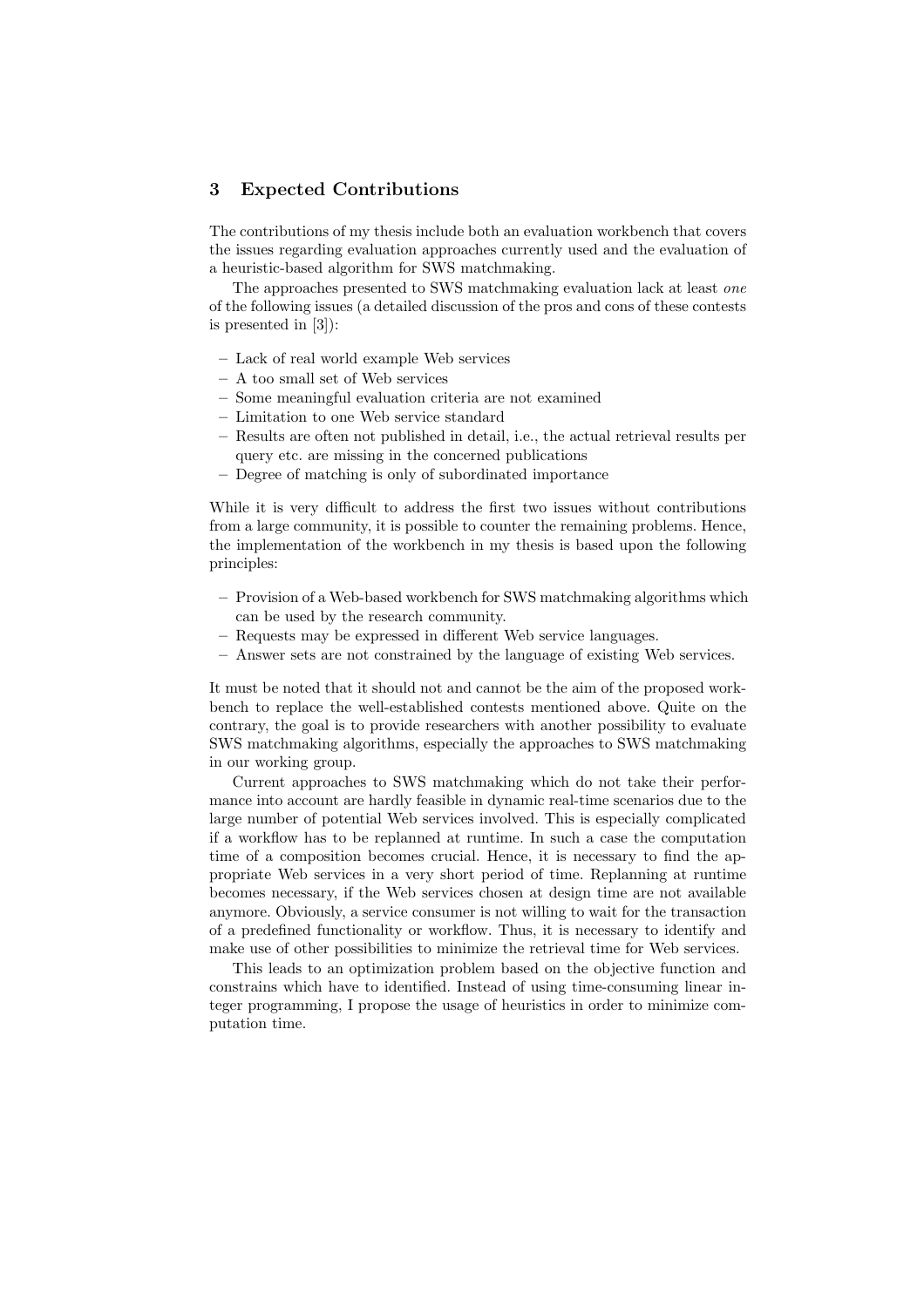## 3 Expected Contributions

The contributions of my thesis include both an evaluation workbench that covers the issues regarding evaluation approaches currently used and the evaluation of a heuristic-based algorithm for SWS matchmaking.

The approaches presented to SWS matchmaking evaluation lack at least *one* of the following issues (a detailed discussion of the pros and cons of these contests is presented in [3]):

- Lack of real world example Web services
- A too small set of Web services
- Some meaningful evaluation criteria are not examined
- Limitation to one Web service standard
- Results are often not published in detail, i.e., the actual retrieval results per query etc. are missing in the concerned publications
- Degree of matching is only of subordinated importance

While it is very difficult to address the first two issues without contributions from a large community, it is possible to counter the remaining problems. Hence, the implementation of the workbench in my thesis is based upon the following principles:

- Provision of a Web-based workbench for SWS matchmaking algorithms which can be used by the research community.
- Requests may be expressed in different Web service languages.
- Answer sets are not constrained by the language of existing Web services.

It must be noted that it should not and cannot be the aim of the proposed workbench to replace the well-established contests mentioned above. Quite on the contrary, the goal is to provide researchers with another possibility to evaluate SWS matchmaking algorithms, especially the approaches to SWS matchmaking in our working group.

Current approaches to SWS matchmaking which do not take their performance into account are hardly feasible in dynamic real-time scenarios due to the large number of potential Web services involved. This is especially complicated if a workflow has to be replanned at runtime. In such a case the computation time of a composition becomes crucial. Hence, it is necessary to find the appropriate Web services in a very short period of time. Replanning at runtime becomes necessary, if the Web services chosen at design time are not available anymore. Obviously, a service consumer is not willing to wait for the transaction of a predefined functionality or workflow. Thus, it is necessary to identify and make use of other possibilities to minimize the retrieval time for Web services.

This leads to an optimization problem based on the objective function and constrains which have to identified. Instead of using time-consuming linear integer programming, I propose the usage of heuristics in order to minimize computation time.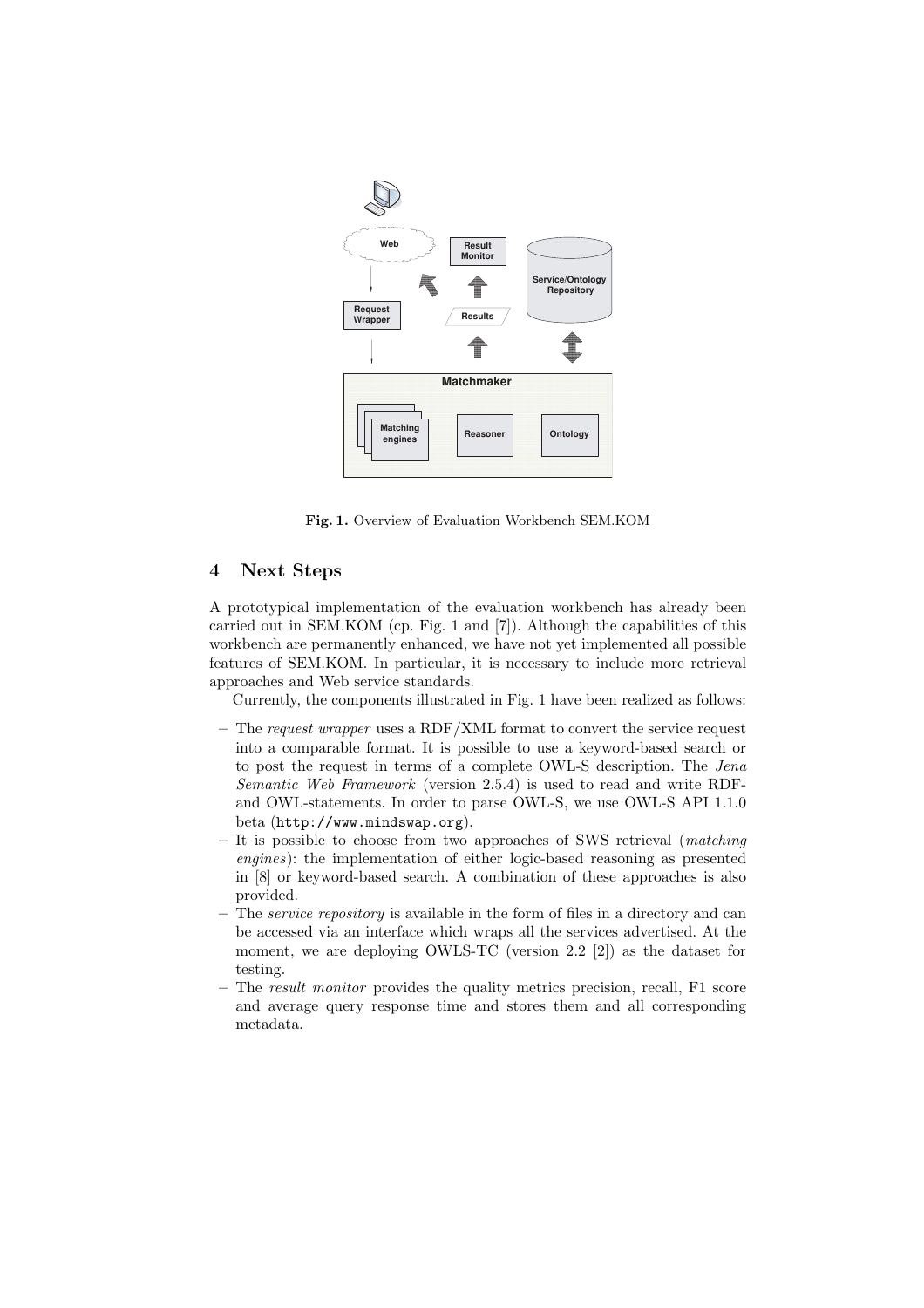**Fig. 1.** Overview of Evaluation Workbench SEM.KOM

## 4 Next Steps

A prototypical implementation of the evaluation workbench has already been carried out in SEM.KOM (cp. Fig. 1 and [7]). Although the capabilities of this workbench are permanently enhanced, we have not yet implemented all possible features of SEM.KOM. In particular, it is necessary to include more retrieval approaches and Web service standards.

Currently, the components illustrated in Fig. 1 have been realized as follows:

- The *request wrapper* uses a RDF/XML format to convert the service request into a comparable format. It is possible to use a keyword-based search or to post the request in terms of a complete OWL-S description. The *Jena Semantic Web Framework* (version 2.5.4) is used to read and write RDF- and OWL-statements. In order to parse OWL-S, we use OWL-S API 1.1.0 beta (`http://www.mindswap.org`).
- It is possible to choose from two approaches of SWS retrieval (*matching engines*): the implementation of either logic-based reasoning as presented in [8] or keyword-based search. A combination of these approaches is also provided.
- The *service repository* is available in the form of files in a directory and can be accessed via an interface which wraps all the services advertised. At the moment, we are deploying OWLS-TC (version 2.2 [2]) as the dataset for testing.
- The *result monitor* provides the quality metrics precision, recall, F1 score and average query response time and stores them and all corresponding metadata.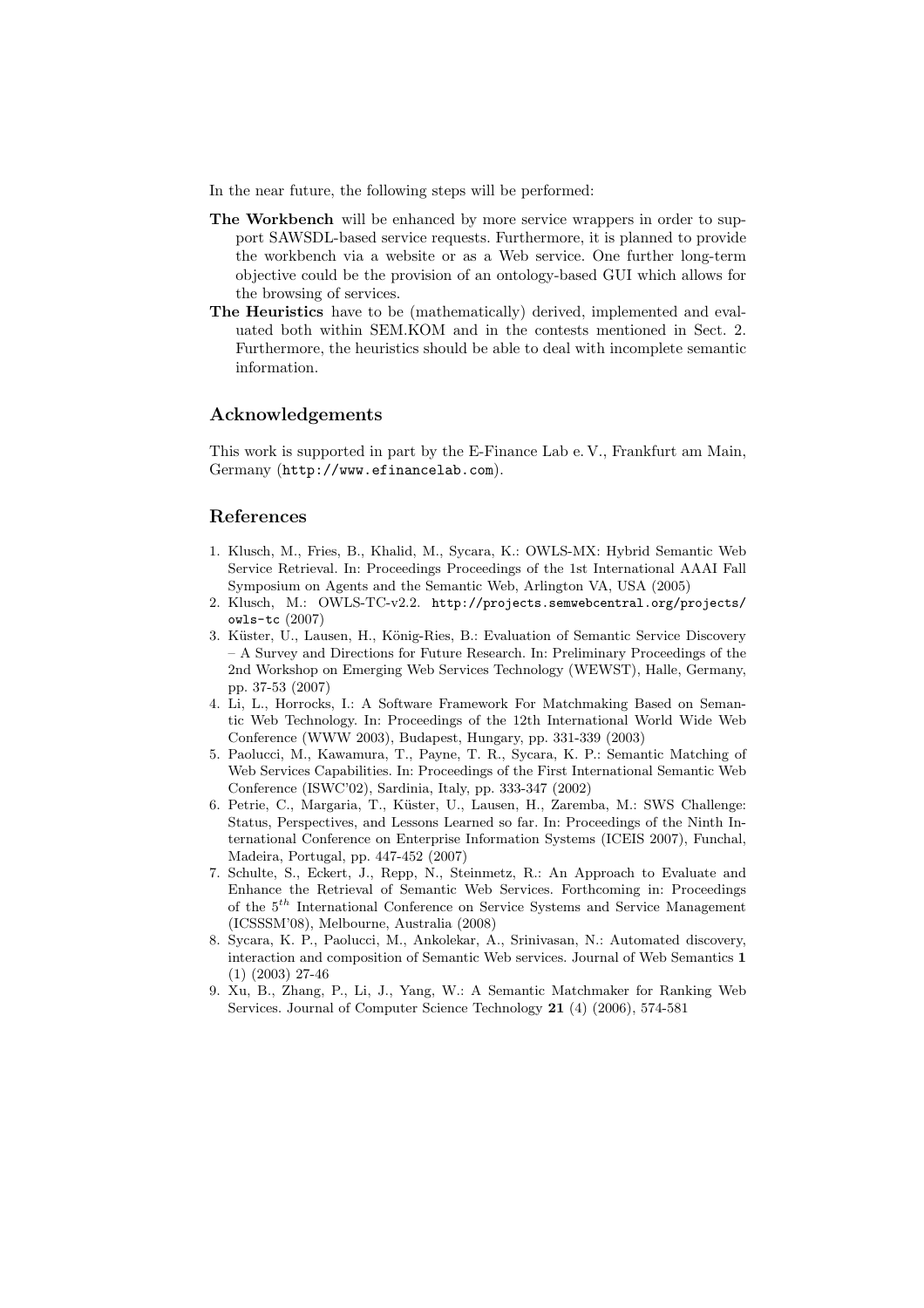In the near future, the following steps will be performed:

**The Workbench** will be enhanced by more service wrappers in order to support SAWSDL-based service requests. Furthermore, it is planned to provide the workbench via a website or as a Web service. One further long-term objective could be the provision of an ontology-based GUI which allows for the browsing of services.

**The Heuristics** have to be (mathematically) derived, implemented and evaluated both within SEM.KOM and in the contests mentioned in Sect. 2. Furthermore, the heuristics should be able to deal with incomplete semantic information.

## Acknowledgements

This work is supported in part by the E-Finance Lab e. V., Frankfurt am Main, Germany (`http://www.efinancelab.com`).

## References

1. Klusch, M., Fries, B., Khalid, M., Sycara, K.: OWLS-MX: Hybrid Semantic Web Service Retrieval. In: Proceedings Proceedings of the 1st International AAAI Fall Symposium on Agents and the Semantic Web, Arlington VA, USA (2005)
2. Klusch, M.: OWLS-TC-v2.2. `http://projects.semwebcentral.org/projects/owls-tc` (2007)
3. Küster, U., Lausen, H., König-Ries, B.: Evaluation of Semantic Service Discovery – A Survey and Directions for Future Research. In: Preliminary Proceedings of the 2nd Workshop on Emerging Web Services Technology (WEWST), Halle, Germany, pp. 37-53 (2007)
4. Li, L., Horrocks, I.: A Software Framework For Matchmaking Based on Semantic Web Technology. In: Proceedings of the 12th International World Wide Web Conference (WWW 2003), Budapest, Hungary, pp. 331-339 (2003)
5. Paolucci, M., Kawamura, T., Payne, T. R., Sycara, K. P.: Semantic Matching of Web Services Capabilities. In: Proceedings of the First International Semantic Web Conference (ISWC'02), Sardinia, Italy, pp. 333-347 (2002)
6. Petrie, C., Margaria, T., Küster, U., Lausen, H., Zaremba, M.: SWS Challenge: Status, Perspectives, and Lessons Learned so far. In: Proceedings of the Ninth International Conference on Enterprise Information Systems (ICEIS 2007), Funchal, Madeira, Portugal, pp. 447-452 (2007)
7. Schulte, S., Eckert, J., Repp, N., Steinmetz, R.: An Approach to Evaluate and Enhance the Retrieval of Semantic Web Services. Forthcoming in: Proceedings of the $5^{th}$ International Conference on Service Systems and Service Management (ICSSSM'08), Melbourne, Australia (2008)
8. Sycara, K. P., Paolucci, M., Ankolekar, A., Srinivasan, N.: Automated discovery, interaction and composition of Semantic Web services. Journal of Web Semantics **1** (1) (2003) 27-46
9. Xu, B., Zhang, P., Li, J., Yang, W.: A Semantic Matchmaker for Ranking Web Services. Journal of Computer Science Technology **21** (4) (2006), 574-581